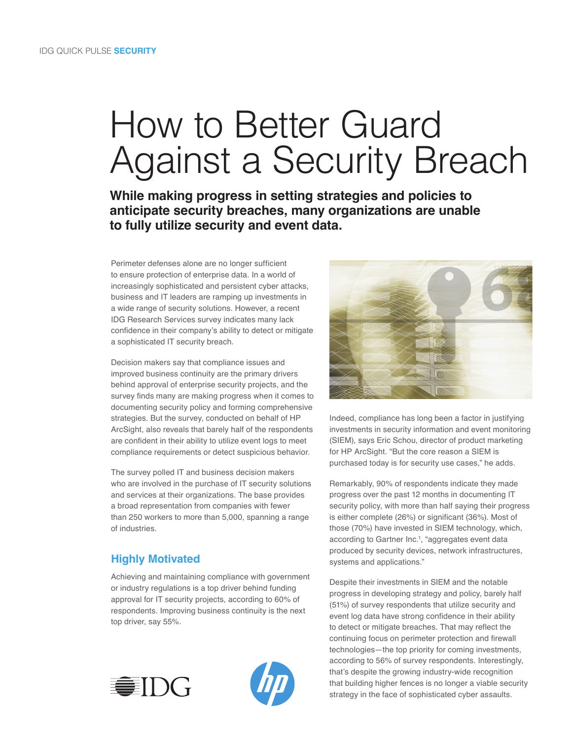IDG QUICK PULSE **SECURITY**

# How to Better Guard Against a Security Breach

**While making progress in setting strategies and policies to anticipate security breaches, many organizations are unable to fully utilize security and event data.**

Perimeter defenses alone are no longer sufficient to ensure protection of enterprise data. In a world of increasingly sophisticated and persistent cyber attacks, business and IT leaders are ramping up investments in a wide range of security solutions. However, a recent IDG Research Services survey indicates many lack confidence in their company's ability to detect or mitigate a sophisticated IT security breach.

Decision makers say that compliance issues and improved business continuity are the primary drivers behind approval of enterprise security projects, and the survey finds many are making progress when it comes to documenting security policy and forming comprehensive strategies. But the survey, conducted on behalf of HP ArcSight, also reveals that barely half of the respondents are confident in their ability to utilize event logs to meet compliance requirements or detect suspicious behavior.

The survey polled IT and business decision makers who are involved in the purchase of IT security solutions and services at their organizations. The base provides a broad representation from companies with fewer than 250 workers to more than 5,000, spanning a range of industries.

## Highly Motivated

Achieving and maintaining compliance with government or industry regulations is a top driver behind funding approval for IT security projects, according to 60% of respondents. Improving business continuity is the next top driver, say 55%.

Indeed, compliance has long been a factor in justifying investments in security information and event monitoring (SIEM), says Eric Schou, director of product marketing for HP ArcSight. "But the core reason a SIEM is purchased today is for security use cases," he adds.

Remarkably, 90% of respondents indicate they made progress over the past 12 months in documenting IT security policy, with more than half saying their progress is either complete (26%) or significant (36%). Most of those (70%) have invested in SIEM technology, which, according to Gartner Inc.[1], "aggregates event data produced by security devices, network infrastructures, systems and applications."

Despite their investments in SIEM and the notable progress in developing strategy and policy, barely half (51%) of survey respondents that utilize security and event log data have strong confidence in their ability to detect or mitigate breaches. That may reflect the continuing focus on perimeter protection and firewall technologies—the top priority for coming investments, according to 56% of survey respondents. Interestingly, that's despite the growing industry-wide recognition that building higher fences is no longer a viable security strategy in the face of sophisticated cyber assaults.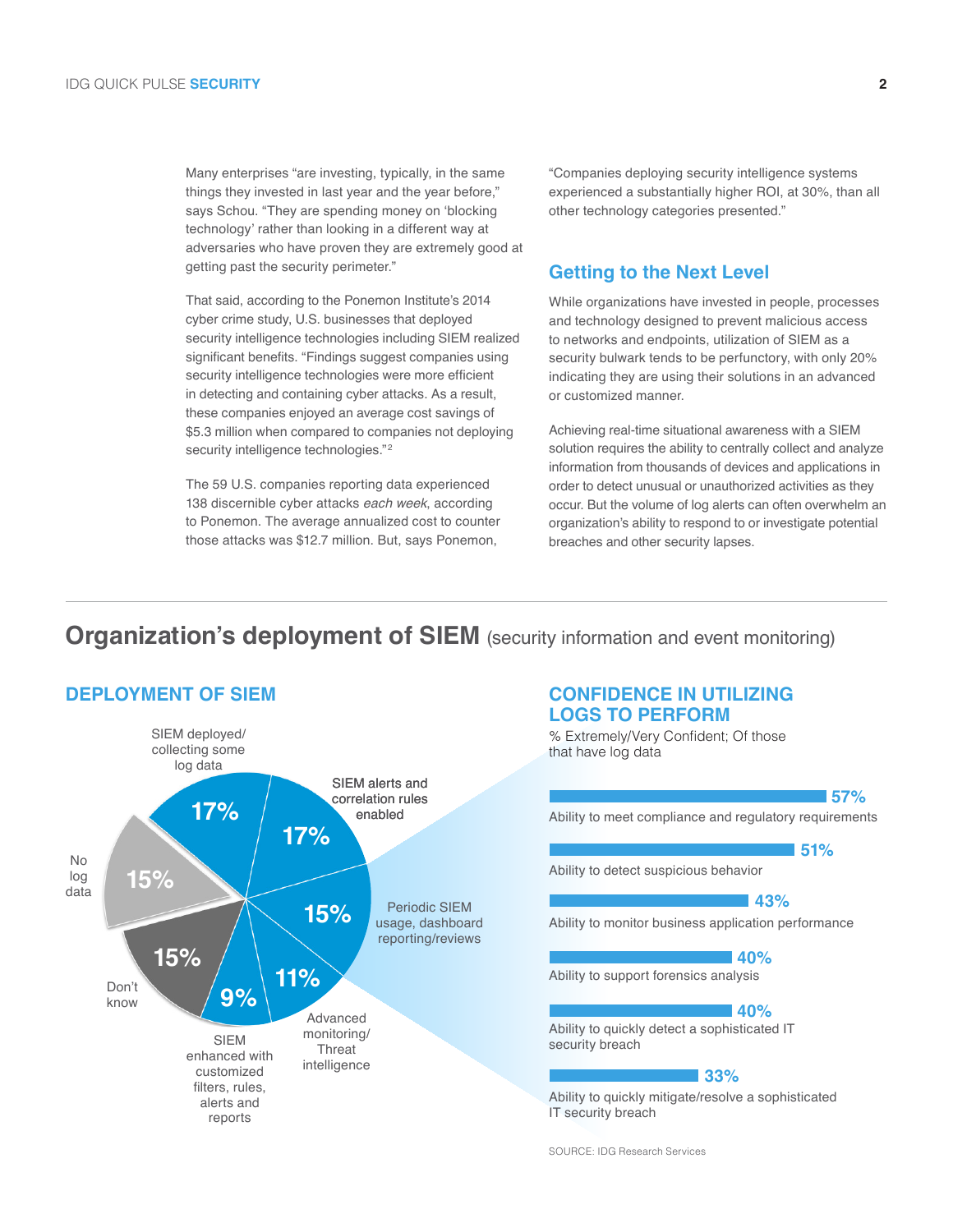Many enterprises "are investing, typically, in the same things they invested in last year and the year before," says Schou. "They are spending money on 'blocking technology' rather than looking in a different way at adversaries who have proven they are extremely good at getting past the security perimeter."

That said, according to the Ponemon Institute's 2014 cyber crime study, U.S. businesses that deployed security intelligence technologies including SIEM realized significant benefits. "Findings suggest companies using security intelligence technologies were more efficient in detecting and containing cyber attacks. As a result, these companies enjoyed an average cost savings of $5.3 million when compared to companies not deploying security intelligence technologies."[2]

The 59 U.S. companies reporting data experienced 138 discernible cyber attacks *each week*, according to Ponemon. The average annualized cost to counter those attacks was $12.7 million. But, says Ponemon, "Companies deploying security intelligence systems experienced a substantially higher ROI, at 30%, than all other technology categories presented."

## Getting to the Next Level

While organizations have invested in people, processes and technology designed to prevent malicious access to networks and endpoints, utilization of SIEM as a security bulwark tends to be perfunctory, with only 20% indicating they are using their solutions in an advanced or customized manner.

Achieving real-time situational awareness with a SIEM solution requires the ability to centrally collect and analyze information from thousands of devices and applications in order to detect unusual or unauthorized activities as they occur. But the volume of log alerts can often overwhelm an organization's ability to respond to or investigate potential breaches and other security lapses.

## Organization's deployment of SIEM (security information and event monitoring)

### DEPLOYMENT OF SIEM

| Deployment | % |
|---|---|
| SIEM deployed/collecting some log data | 17% |
| SIEM alerts and correlation rules enabled | 17% |
| Periodic SIEM usage, dashboard reporting/reviews | 15% |
| Advanced monitoring/Threat intelligence | 11% |
| SIEM enhanced with customized filters, rules, alerts and reports | 9% |
| Don't know | 15% |
| No log data | 15% |

### CONFIDENCE IN UTILIZING LOGS TO PERFORM

% Extremely/Very Confident; Of those that have log data

| Ability | % |
|---|---|
| Ability to meet compliance and regulatory requirements | 57% |
| Ability to detect suspicious behavior | 51% |
| Ability to monitor business application performance | 43% |
| Ability to support forensics analysis | 40% |
| Ability to quickly detect a sophisticated IT security breach | 40% |
| Ability to quickly mitigate/resolve a sophisticated IT security breach | 33% |

SOURCE: IDG Research Services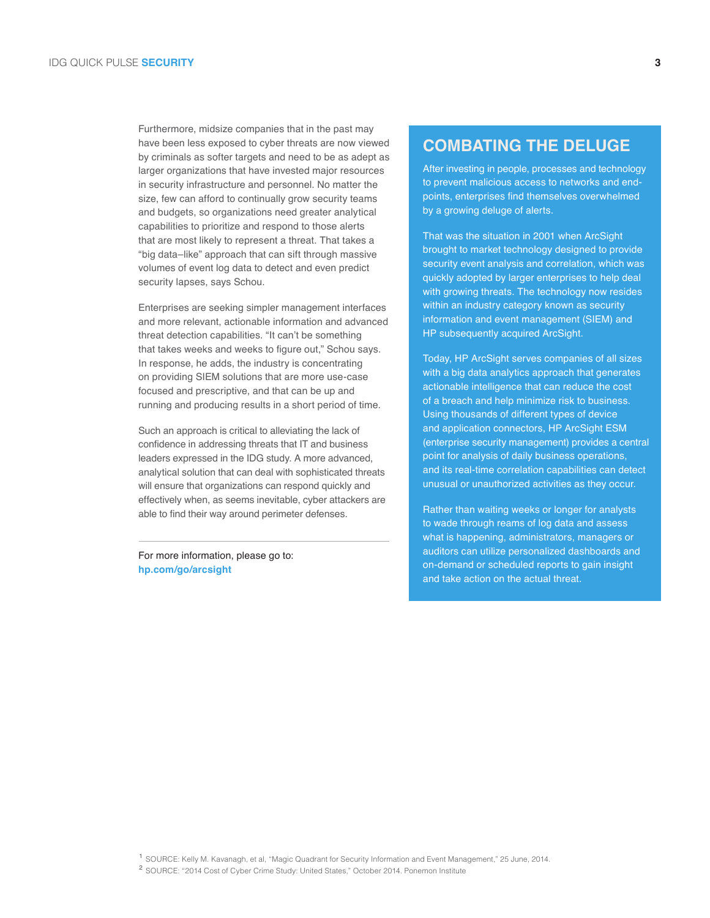Furthermore, midsize companies that in the past may have been less exposed to cyber threats are now viewed by criminals as softer targets and need to be as adept as larger organizations that have invested major resources in security infrastructure and personnel. No matter the size, few can afford to continually grow security teams and budgets, so organizations need greater analytical capabilities to prioritize and respond to those alerts that are most likely to represent a threat. That takes a "big data–like" approach that can sift through massive volumes of event log data to detect and even predict security lapses, says Schou.

Enterprises are seeking simpler management interfaces and more relevant, actionable information and advanced threat detection capabilities. "It can't be something that takes weeks and weeks to figure out," Schou says. In response, he adds, the industry is concentrating on providing SIEM solutions that are more use-case focused and prescriptive, and that can be up and running and producing results in a short period of time.

Such an approach is critical to alleviating the lack of confidence in addressing threats that IT and business leaders expressed in the IDG study. A more advanced, analytical solution that can deal with sophisticated threats will ensure that organizations can respond quickly and effectively when, as seems inevitable, cyber attackers are able to find their way around perimeter defenses.

---

For more information, please go to:
**hp.com/go/arcsight**

## COMBATING THE DELUGE

After investing in people, processes and technology to prevent malicious access to networks and end-points, enterprises find themselves overwhelmed by a growing deluge of alerts.

That was the situation in 2001 when ArcSight brought to market technology designed to provide security event analysis and correlation, which was quickly adopted by larger enterprises to help deal with growing threats. The technology now resides within an industry category known as security information and event management (SIEM) and HP subsequently acquired ArcSight.

Today, HP ArcSight serves companies of all sizes with a big data analytics approach that generates actionable intelligence that can reduce the cost of a breach and help minimize risk to business. Using thousands of different types of device and application connectors, HP ArcSight ESM (enterprise security management) provides a central point for analysis of daily business operations, and its real-time correlation capabilities can detect unusual or unauthorized activities as they occur.

Rather than waiting weeks or longer for analysts to wade through reams of log data and assess what is happening, administrators, managers or auditors can utilize personalized dashboards and on-demand or scheduled reports to gain insight and take action on the actual threat.

[1] SOURCE: Kelly M. Kavanagh, et al, "Magic Quadrant for Security Information and Event Management," 25 June, 2014.
[2] SOURCE: "2014 Cost of Cyber Crime Study: United States," October 2014. Ponemon Institute